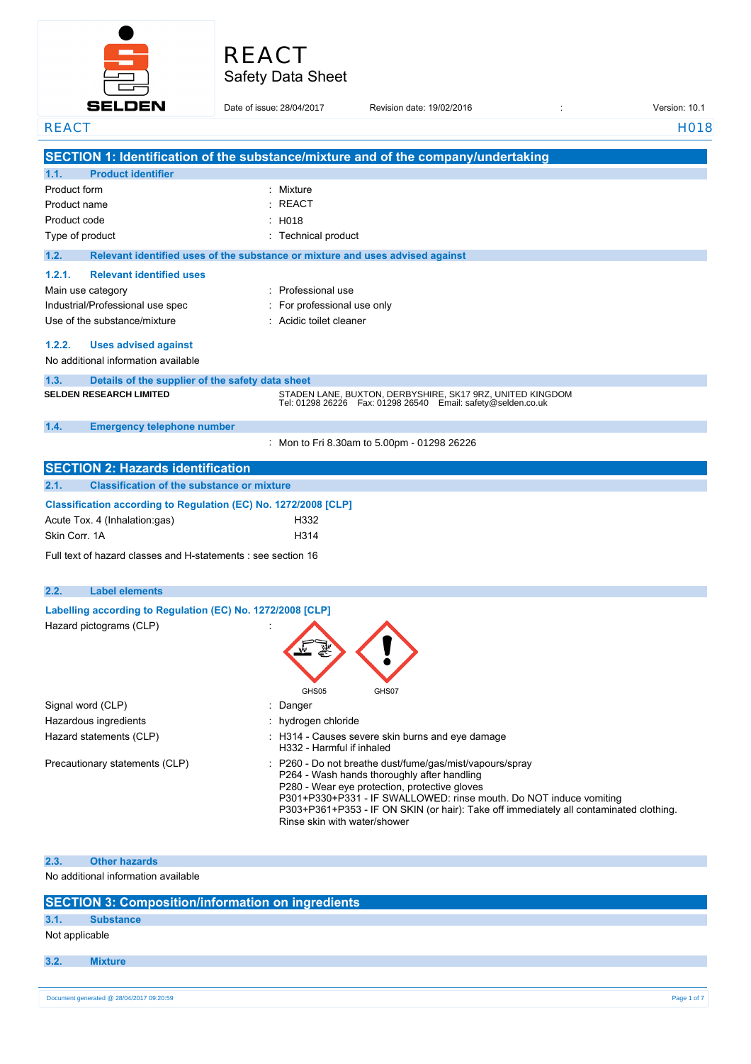# REACT

Safety Data Sheet

Date of issue: 28/04/2017 Revision date: 19/02/2016 : Version: 10.1

REACT H018

## SECTION 1: Identification of the substance/mixture and of the company/undertaking

### 1.1. Product identifier

| | |
|---|---|
| Product form | : Mixture |
| Product name | : REACT |
| Product code | : H018 |
| Type of product | : Technical product |

### 1.2. Relevant identified uses of the substance or mixture and uses advised against

#### 1.2.1. Relevant identified uses

| | |
|---|---|
| Main use category | : Professional use |
| Industrial/Professional use spec | : For professional use only |
| Use of the substance/mixture | : Acidic toilet cleaner |

#### 1.2.2. Uses advised against

No additional information available

### 1.3. Details of the supplier of the safety data sheet

**SELDEN RESEARCH LIMITED**

STADEN LANE, BUXTON, DERBYSHIRE, SK17 9RZ, UNITED KINGDOM
Tel: 01298 26226 Fax: 01298 26540 Email: safety@selden.co.uk

### 1.4. Emergency telephone number

: Mon to Fri 8.30am to 5.00pm - 01298 26226

## SECTION 2: Hazards identification

### 2.1. Classification of the substance or mixture

**Classification according to Regulation (EC) No. 1272/2008 [CLP]**

| | |
|---|---|
| Acute Tox. 4 (Inhalation:gas) | H332 |
| Skin Corr. 1A | H314 |

Full text of hazard classes and H-statements : see section 16

### 2.2. Label elements

**Labelling according to Regulation (EC) No. 1272/2008 [CLP]**

Hazard pictograms (CLP) :

GHS05 GHS07

| | |
|---|---|
| Signal word (CLP) | : Danger |
| Hazardous ingredients | : hydrogen chloride |
| Hazard statements (CLP) | : H314 - Causes severe skin burns and eye damage<br>H332 - Harmful if inhaled |
| Precautionary statements (CLP) | : P260 - Do not breathe dust/fume/gas/mist/vapours/spray<br>P264 - Wash hands thoroughly after handling<br>P280 - Wear eye protection, protective gloves<br>P301+P330+P331 - IF SWALLOWED: rinse mouth. Do NOT induce vomiting<br>P303+P361+P353 - IF ON SKIN (or hair): Take off immediately all contaminated clothing. Rinse skin with water/shower |

### 2.3. Other hazards

No additional information available

## SECTION 3: Composition/information on ingredients

### 3.1. Substance

Not applicable

### 3.2. Mixture

Document generated @ 28/04/2017 09:20:59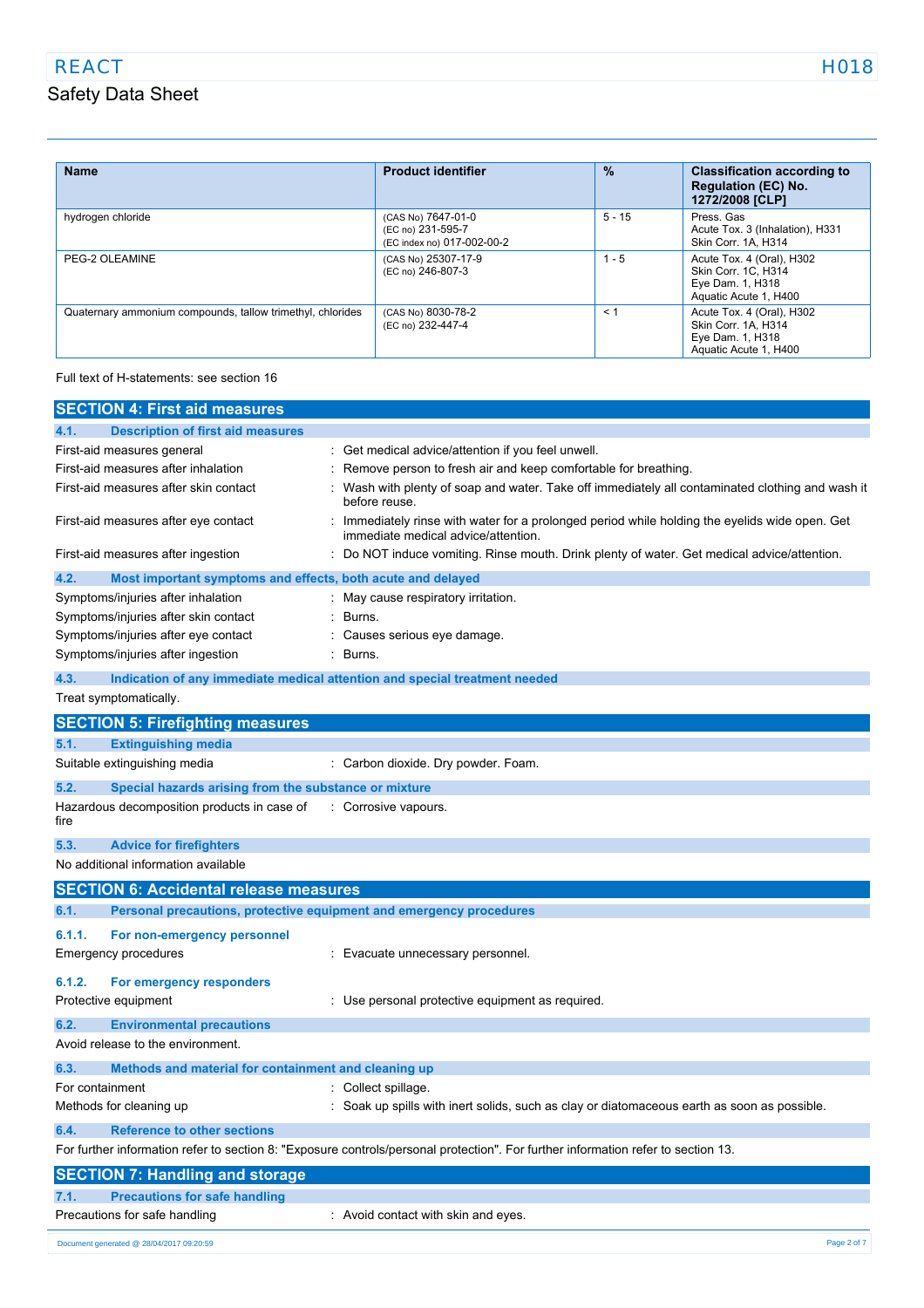| Name | Product identifier | % | Classification according to Regulation (EC) No. 1272/2008 [CLP] |
|---|---|---|---|
| hydrogen chloride | (CAS No) 7647-01-0<br>(EC no) 231-595-7<br>(EC index no) 017-002-00-2 | 5 - 15 | Press. Gas<br>Acute Tox. 3 (Inhalation), H331<br>Skin Corr. 1A, H314 |
| PEG-2 OLEAMINE | (CAS No) 25307-17-9<br>(EC no) 246-807-3 | 1 - 5 | Acute Tox. 4 (Oral), H302<br>Skin Corr. 1C, H314<br>Eye Dam. 1, H318<br>Aquatic Acute 1, H400 |
| Quaternary ammonium compounds, tallow trimethyl, chlorides | (CAS No) 8030-78-2<br>(EC no) 232-447-4 | < 1 | Acute Tox. 4 (Oral), H302<br>Skin Corr. 1A, H314<br>Eye Dam. 1, H318<br>Aquatic Acute 1, H400 |

Full text of H-statements: see section 16

## SECTION 4: First aid measures

### 4.1. Description of first aid measures

First-aid measures general : Get medical advice/attention if you feel unwell.

First-aid measures after inhalation : Remove person to fresh air and keep comfortable for breathing.

First-aid measures after skin contact : Wash with plenty of soap and water. Take off immediately all contaminated clothing and wash it before reuse.

First-aid measures after eye contact : Immediately rinse with water for a prolonged period while holding the eyelids wide open. Get immediate medical advice/attention.

First-aid measures after ingestion : Do NOT induce vomiting. Rinse mouth. Drink plenty of water. Get medical advice/attention.

### 4.2. Most important symptoms and effects, both acute and delayed

Symptoms/injuries after inhalation : May cause respiratory irritation.

Symptoms/injuries after skin contact : Burns.

Symptoms/injuries after eye contact : Causes serious eye damage.

Symptoms/injuries after ingestion : Burns.

### 4.3. Indication of any immediate medical attention and special treatment needed

Treat symptomatically.

## SECTION 5: Firefighting measures

### 5.1. Extinguishing media

Suitable extinguishing media : Carbon dioxide. Dry powder. Foam.

### 5.2. Special hazards arising from the substance or mixture

Hazardous decomposition products in case of fire : Corrosive vapours.

### 5.3. Advice for firefighters

No additional information available

## SECTION 6: Accidental release measures

### 6.1. Personal precautions, protective equipment and emergency procedures

#### 6.1.1. For non-emergency personnel

Emergency procedures : Evacuate unnecessary personnel.

#### 6.1.2. For emergency responders

Protective equipment : Use personal protective equipment as required.

### 6.2. Environmental precautions

Avoid release to the environment.

### 6.3. Methods and material for containment and cleaning up

For containment : Collect spillage.

Methods for cleaning up : Soak up spills with inert solids, such as clay or diatomaceous earth as soon as possible.

### 6.4. Reference to other sections

For further information refer to section 8: "Exposure controls/personal protection". For further information refer to section 13.

## SECTION 7: Handling and storage

### 7.1. Precautions for safe handling

Precautions for safe handling : Avoid contact with skin and eyes.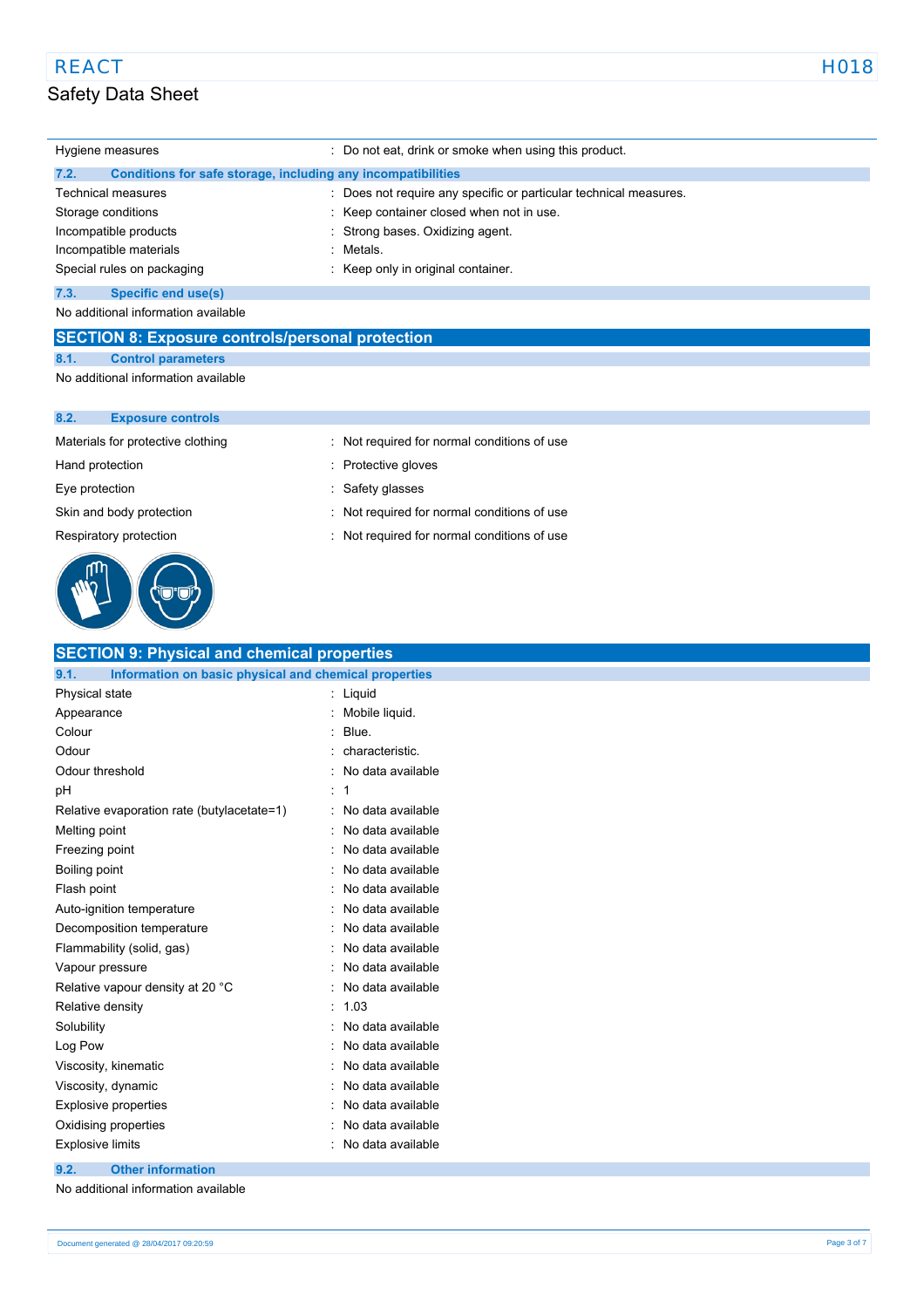| | |
|---|---|
| Hygiene measures | : Do not eat, drink or smoke when using this product. |

### 7.2. Conditions for safe storage, including any incompatibilities

| | |
|---|---|
| Technical measures | : Does not require any specific or particular technical measures. |
| Storage conditions | : Keep container closed when not in use. |
| Incompatible products | : Strong bases. Oxidizing agent. |
| Incompatible materials | : Metals. |
| Special rules on packaging | : Keep only in original container. |

### 7.3. Specific end use(s)

No additional information available

## SECTION 8: Exposure controls/personal protection

### 8.1. Control parameters

No additional information available

### 8.2. Exposure controls

| | |
|---|---|
| Materials for protective clothing | : Not required for normal conditions of use |
| Hand protection | : Protective gloves |
| Eye protection | : Safety glasses |
| Skin and body protection | : Not required for normal conditions of use |
| Respiratory protection | : Not required for normal conditions of use |

## SECTION 9: Physical and chemical properties

### 9.1. Information on basic physical and chemical properties

| | |
|---|---|
| Physical state | : Liquid |
| Appearance | : Mobile liquid. |
| Colour | : Blue. |
| Odour | : characteristic. |
| Odour threshold | : No data available |
| pH | : 1 |
| Relative evaporation rate (butylacetate=1) | : No data available |
| Melting point | : No data available |
| Freezing point | : No data available |
| Boiling point | : No data available |
| Flash point | : No data available |
| Auto-ignition temperature | : No data available |
| Decomposition temperature | : No data available |
| Flammability (solid, gas) | : No data available |
| Vapour pressure | : No data available |
| Relative vapour density at 20 °C | : No data available |
| Relative density | : 1.03 |
| Solubility | : No data available |
| Log Pow | : No data available |
| Viscosity, kinematic | : No data available |
| Viscosity, dynamic | : No data available |
| Explosive properties | : No data available |
| Oxidising properties | : No data available |
| Explosive limits | : No data available |

### 9.2. Other information

No additional information available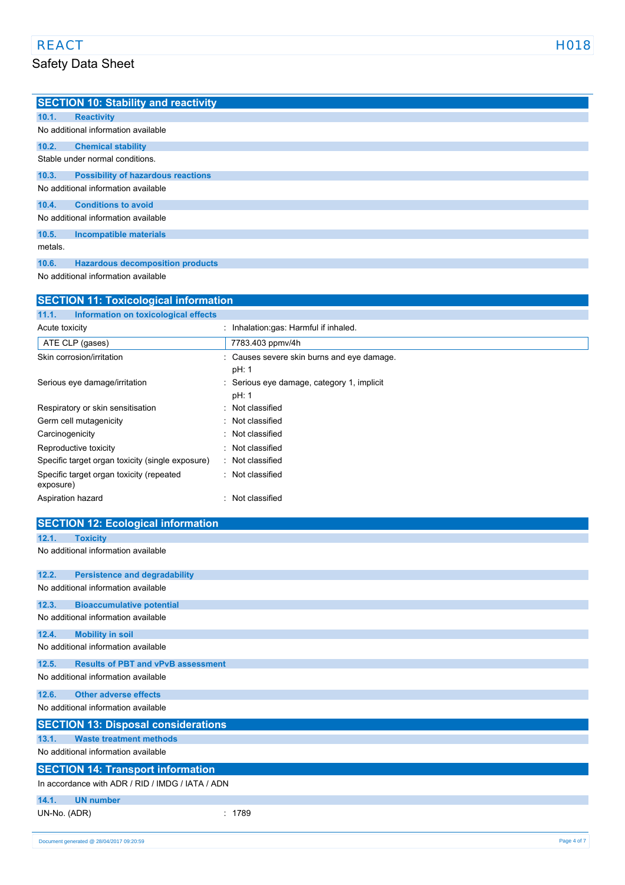## SECTION 10: Stability and reactivity

### 10.1. Reactivity

No additional information available

### 10.2. Chemical stability

Stable under normal conditions.

### 10.3. Possibility of hazardous reactions

No additional information available

### 10.4. Conditions to avoid

No additional information available

### 10.5. Incompatible materials

metals.

### 10.6. Hazardous decomposition products

No additional information available

## SECTION 11: Toxicological information

### 11.1. Information on toxicological effects

Acute toxicity : Inhalation:gas: Harmful if inhaled.

| ATE CLP (gases) | 7783.403 ppmv/4h |
|---|---|

Skin corrosion/irritation : Causes severe skin burns and eye damage.
pH: 1

Serious eye damage/irritation : Serious eye damage, category 1, implicit
pH: 1

Respiratory or skin sensitisation : Not classified

Germ cell mutagenicity : Not classified

Carcinogenicity : Not classified

Reproductive toxicity : Not classified

Specific target organ toxicity (single exposure) : Not classified

Specific target organ toxicity (repeated exposure) : Not classified

Aspiration hazard : Not classified

## SECTION 12: Ecological information

### 12.1. Toxicity

No additional information available

### 12.2. Persistence and degradability

No additional information available

### 12.3. Bioaccumulative potential

No additional information available

### 12.4. Mobility in soil

No additional information available

### 12.5. Results of PBT and vPvB assessment

No additional information available

### 12.6. Other adverse effects

No additional information available

## SECTION 13: Disposal considerations

### 13.1. Waste treatment methods

No additional information available

## SECTION 14: Transport information

In accordance with ADR / RID / IMDG / IATA / ADN

### 14.1. UN number

UN-No. (ADR) : 1789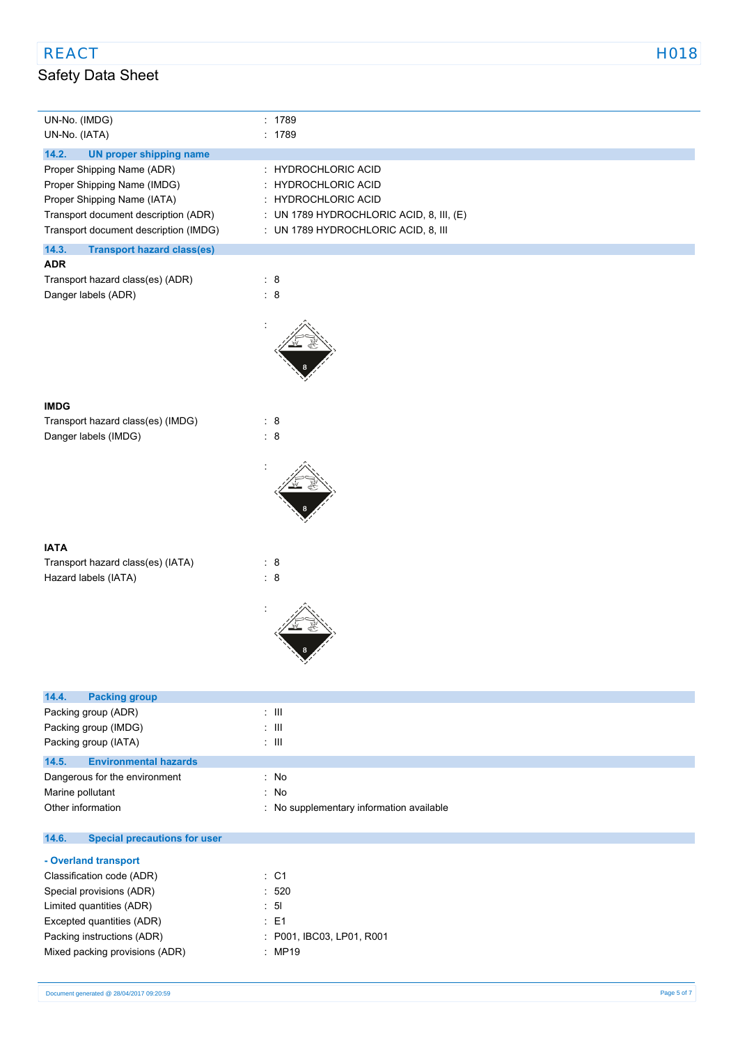| | |
|---|---|
| UN-No. (IMDG) | : 1789 |
| UN-No. (IATA) | : 1789 |

### 14.2. UN proper shipping name

| | |
|---|---|
| Proper Shipping Name (ADR) | : HYDROCHLORIC ACID |
| Proper Shipping Name (IMDG) | : HYDROCHLORIC ACID |
| Proper Shipping Name (IATA) | : HYDROCHLORIC ACID |
| Transport document description (ADR) | : UN 1789 HYDROCHLORIC ACID, 8, III, (E) |
| Transport document description (IMDG) | : UN 1789 HYDROCHLORIC ACID, 8, III |

### 14.3. Transport hazard class(es)

**ADR**

| | |
|---|---|
| Transport hazard class(es) (ADR) | : 8 |
| Danger labels (ADR) | : 8 |

:

**IMDG**

| | |
|---|---|
| Transport hazard class(es) (IMDG) | : 8 |
| Danger labels (IMDG) | : 8 |

:

**IATA**

| | |
|---|---|
| Transport hazard class(es) (IATA) | : 8 |
| Hazard labels (IATA) | : 8 |

:

### 14.4. Packing group

| | |
|---|---|
| Packing group (ADR) | : III |
| Packing group (IMDG) | : III |
| Packing group (IATA) | : III |

### 14.5. Environmental hazards

| | |
|---|---|
| Dangerous for the environment | : No |
| Marine pollutant | : No |
| Other information | : No supplementary information available |

### 14.6. Special precautions for user

**- Overland transport**

| | |
|---|---|
| Classification code (ADR) | : C1 |
| Special provisions (ADR) | : 520 |
| Limited quantities (ADR) | : 5l |
| Excepted quantities (ADR) | : E1 |
| Packing instructions (ADR) | : P001, IBC03, LP01, R001 |
| Mixed packing provisions (ADR) | : MP19 |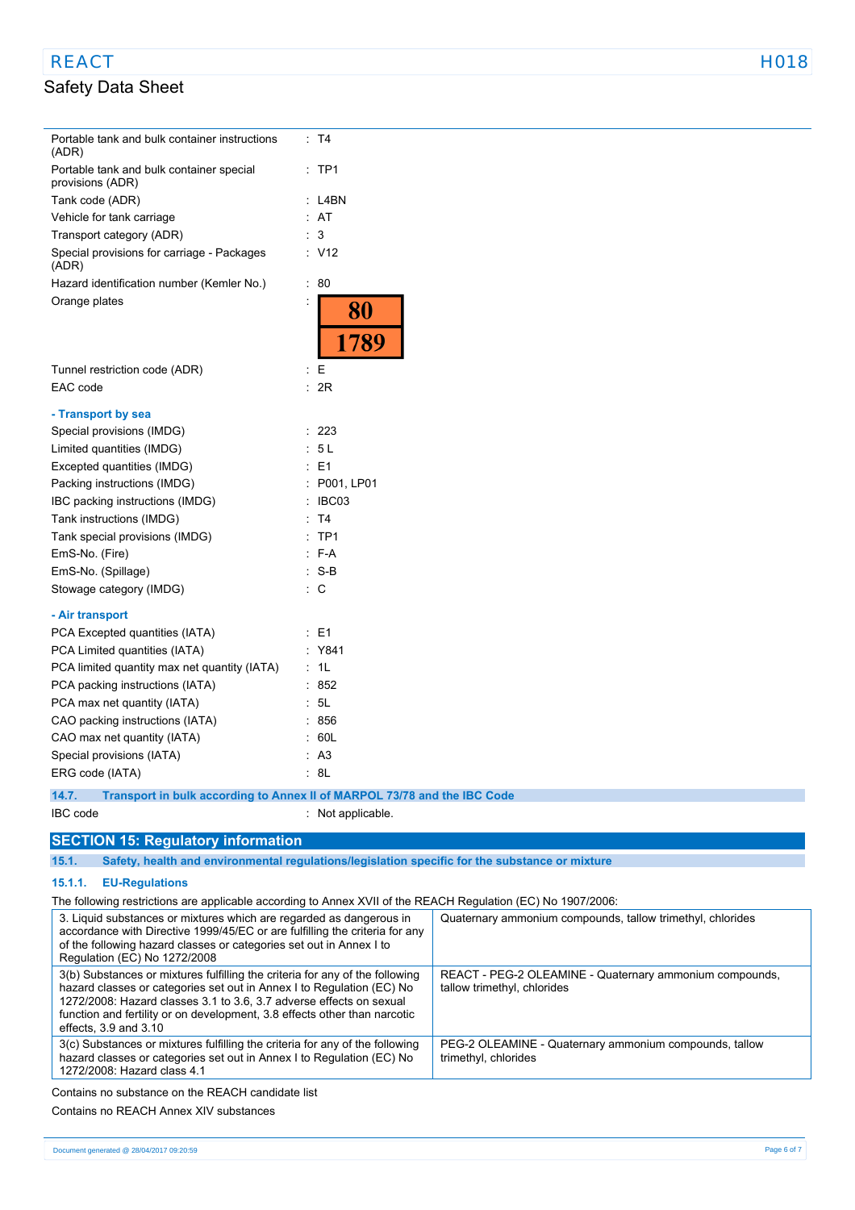| | |
|---|---|
| Portable tank and bulk container instructions (ADR) | : T4 |
| Portable tank and bulk container special provisions (ADR) | : TP1 |
| Tank code (ADR) | : L4BN |
| Vehicle for tank carriage | : AT |
| Transport category (ADR) | : 3 |
| Special provisions for carriage - Packages (ADR) | : V12 |
| Hazard identification number (Kemler No.) | : 80 |
| Orange plates | : 80 / 1789 |
| Tunnel restriction code (ADR) | : E |
| EAC code | : 2R |

**- Transport by sea**

| | |
|---|---|
| Special provisions (IMDG) | : 223 |
| Limited quantities (IMDG) | : 5 L |
| Excepted quantities (IMDG) | : E1 |
| Packing instructions (IMDG) | : P001, LP01 |
| IBC packing instructions (IMDG) | : IBC03 |
| Tank instructions (IMDG) | : T4 |
| Tank special provisions (IMDG) | : TP1 |
| EmS-No. (Fire) | : F-A |
| EmS-No. (Spillage) | : S-B |
| Stowage category (IMDG) | : C |

**- Air transport**

| | |
|---|---|
| PCA Excepted quantities (IATA) | : E1 |
| PCA Limited quantities (IATA) | : Y841 |
| PCA limited quantity max net quantity (IATA) | : 1L |
| PCA packing instructions (IATA) | : 852 |
| PCA max net quantity (IATA) | : 5L |
| CAO packing instructions (IATA) | : 856 |
| CAO max net quantity (IATA) | : 60L |
| Special provisions (IATA) | : A3 |
| ERG code (IATA) | : 8L |

### 14.7. Transport in bulk according to Annex II of MARPOL 73/78 and the IBC Code

IBC code : Not applicable.

## SECTION 15: Regulatory information

### 15.1. Safety, health and environmental regulations/legislation specific for the substance or mixture

#### 15.1.1. EU-Regulations

The following restrictions are applicable according to Annex XVII of the REACH Regulation (EC) No 1907/2006:

| | |
|---|---|
| 3. Liquid substances or mixtures which are regarded as dangerous in accordance with Directive 1999/45/EC or are fulfilling the criteria for any of the following hazard classes or categories set out in Annex I to Regulation (EC) No 1272/2008 | Quaternary ammonium compounds, tallow trimethyl, chlorides |
| 3(b) Substances or mixtures fulfilling the criteria for any of the following hazard classes or categories set out in Annex I to Regulation (EC) No 1272/2008: Hazard classes 3.1 to 3.6, 3.7 adverse effects on sexual function and fertility or on development, 3.8 effects other than narcotic effects, 3.9 and 3.10 | REACT - PEG-2 OLEAMINE - Quaternary ammonium compounds, tallow trimethyl, chlorides |
| 3(c) Substances or mixtures fulfilling the criteria for any of the following hazard classes or categories set out in Annex I to Regulation (EC) No 1272/2008: Hazard class 4.1 | PEG-2 OLEAMINE - Quaternary ammonium compounds, tallow trimethyl, chlorides |

Contains no substance on the REACH candidate list

Contains no REACH Annex XIV substances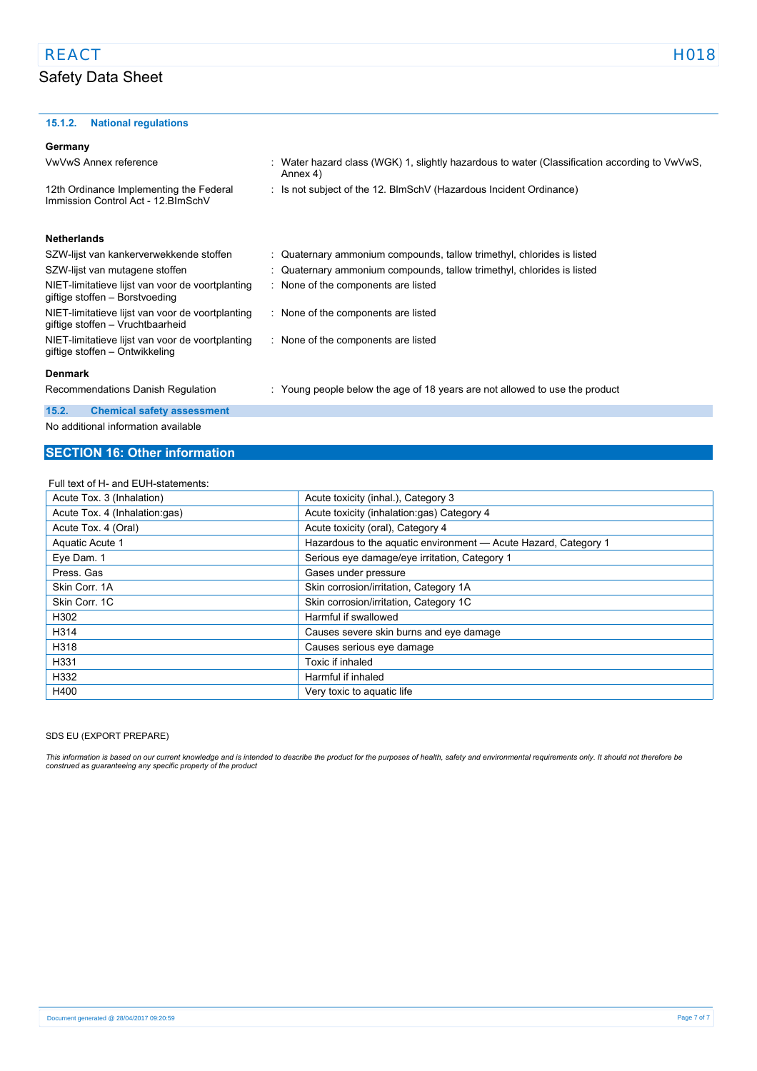#### 15.1.2. National regulations

**Germany**

VwVwS Annex reference : Water hazard class (WGK) 1, slightly hazardous to water (Classification according to VwVwS, Annex 4)

12th Ordinance Implementing the Federal Immission Control Act - 12.BImSchV : Is not subject of the 12. BlmSchV (Hazardous Incident Ordinance)

**Netherlands**

SZW-lijst van kankerverwekkende stoffen : Quaternary ammonium compounds, tallow trimethyl, chlorides is listed

SZW-lijst van mutagene stoffen : Quaternary ammonium compounds, tallow trimethyl, chlorides is listed

NIET-limitatieve lijst van voor de voortplanting giftige stoffen – Borstvoeding : None of the components are listed

NIET-limitatieve lijst van voor de voortplanting giftige stoffen – Vruchtbaarheid : None of the components are listed

NIET-limitatieve lijst van voor de voortplanting giftige stoffen – Ontwikkeling : None of the components are listed

**Denmark**

Recommendations Danish Regulation : Young people below the age of 18 years are not allowed to use the product

### 15.2. Chemical safety assessment

No additional information available

## SECTION 16: Other information

Full text of H- and EUH-statements:

| | |
|---|---|
| Acute Tox. 3 (Inhalation) | Acute toxicity (inhal.), Category 3 |
| Acute Tox. 4 (Inhalation:gas) | Acute toxicity (inhalation:gas) Category 4 |
| Acute Tox. 4 (Oral) | Acute toxicity (oral), Category 4 |
| Aquatic Acute 1 | Hazardous to the aquatic environment — Acute Hazard, Category 1 |
| Eye Dam. 1 | Serious eye damage/eye irritation, Category 1 |
| Press. Gas | Gases under pressure |
| Skin Corr. 1A | Skin corrosion/irritation, Category 1A |
| Skin Corr. 1C | Skin corrosion/irritation, Category 1C |
| H302 | Harmful if swallowed |
| H314 | Causes severe skin burns and eye damage |
| H318 | Causes serious eye damage |
| H331 | Toxic if inhaled |
| H332 | Harmful if inhaled |
| H400 | Very toxic to aquatic life |

SDS EU (EXPORT PREPARE)

*This information is based on our current knowledge and is intended to describe the product for the purposes of health, safety and environmental requirements only. It should not therefore be construed as guaranteeing any specific property of the product*